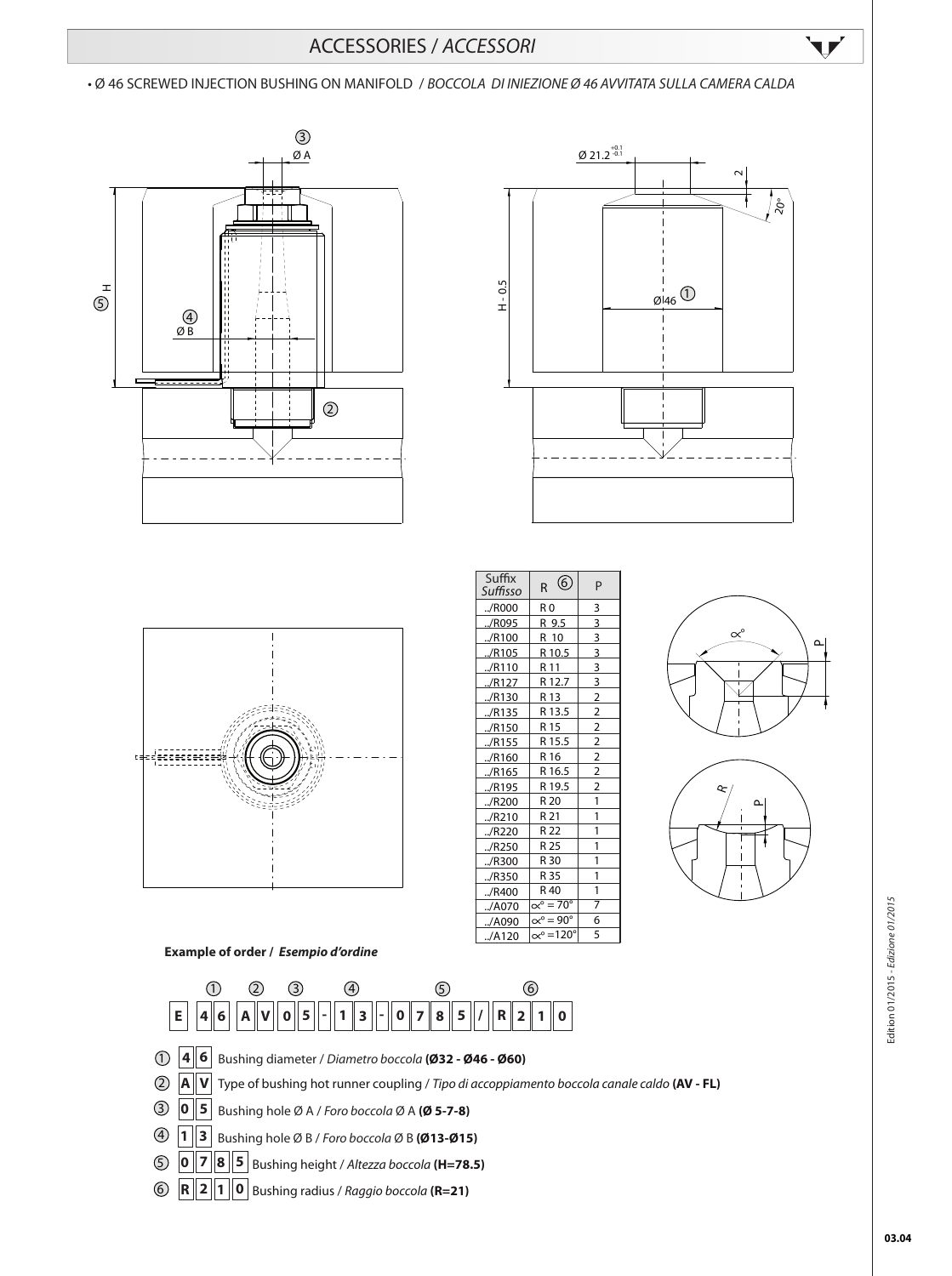# ACCESSORIES / *ACCESSORI*

• Ø 46 SCREWED INJECTION BUSHING ON MANIFOLD / *BOCCOLA DI INIEZIONE Ø 46 AVVITATA SULLA CAMERA CALDA*

| Suffix *Suffisso* | R ⑥ | P |
|---|---|---|
| ../R000 | R 0 | 3 |
| ../R095 | R 9.5 | 3 |
| ../R100 | R 10 | 3 |
| ../R105 | R 10.5 | 3 |
| ../R110 | R 11 | 3 |
| ../R127 | R 12.7 | 3 |
| ../R130 | R 13 | 2 |
| ../R135 | R 13.5 | 2 |
| ../R150 | R 15 | 2 |
| ../R155 | R 15.5 | 2 |
| ../R160 | R 16 | 2 |
| ../R165 | R 16.5 | 2 |
| ../R195 | R 19.5 | 2 |
| ../R200 | R 20 | 1 |
| ../R210 | R 21 | 1 |
| ../R220 | R 22 | 1 |
| ../R250 | R 25 | 1 |
| ../R300 | R 30 | 1 |
| ../R350 | R 35 | 1 |
| ../R400 | R 40 | 1 |
| ../A070 | $\alpha° = 70°$ | 7 |
| ../A090 | $\alpha° = 90°$ | 6 |
| ../A120 | $\alpha° = 120°$ | 5 |

**Example of order /** ***Esempio d'ordine***

E 46 AV 05 - 13 - 0785 / R210

① **46** Bushing diameter / *Diametro boccola* **(Ø32 - Ø46 - Ø60)**

② **AV** Type of bushing hot runner coupling / *Tipo di accoppiamento boccola canale caldo* **(AV - FL)**

③ **05** Bushing hole Ø A / *Foro boccola* Ø A **(Ø 5-7-8)**

④ **13** Bushing hole Ø B / *Foro boccola* Ø B **(Ø13-Ø15)**

⑤ **0785** Bushing height / *Altezza boccola* **(H=78.5)**

⑥ **R210** Bushing radius / *Raggio boccola* **(R=21)**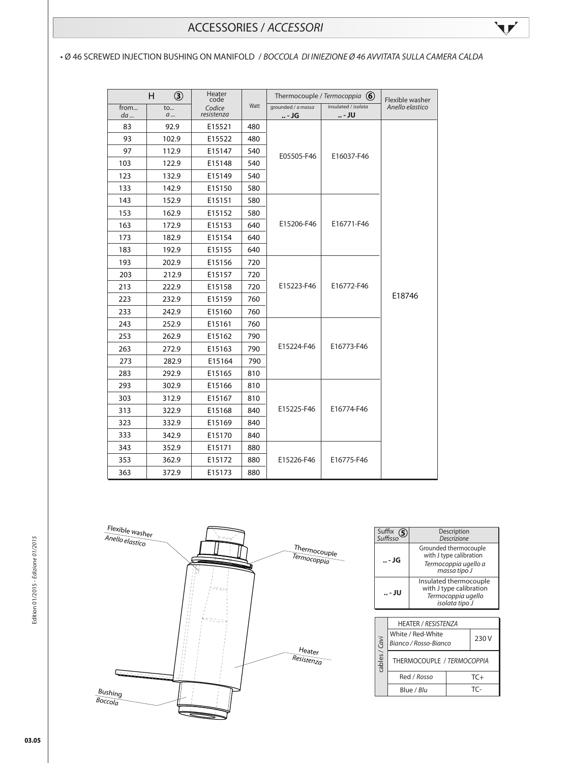# ACCESSORIES / *ACCESSORI*

• Ø 46 SCREWED INJECTION BUSHING ON MANIFOLD / *BOCCOLA DI INIEZIONE Ø 46 AVVITATA SULLA CAMERA CALDA*

| H ③ | | Heater code *Codice resistenza* | Watt | Thermocouple / *Termocoppia* ⑥ | | Flexible washer *Anello elastico* |
|---|---|---|---|---|---|---|
| from... *da ...* | to... *a ...* | | | grounded / *a massa* .. - JG | insulated / *isolata* .. - JU | |
| 83 | 92.9 | E15521 | 480 | E05505-F46 | E16037-F46 | E18746 |
| 93 | 102.9 | E15522 | 480 | | | |
| 97 | 112.9 | E15147 | 540 | | | |
| 103 | 122.9 | E15148 | 540 | | | |
| 123 | 132.9 | E15149 | 540 | | | |
| 133 | 142.9 | E15150 | 580 | | | |
| 143 | 152.9 | E15151 | 580 | E15206-F46 | E16771-F46 | |
| 153 | 162.9 | E15152 | 580 | | | |
| 163 | 172.9 | E15153 | 640 | | | |
| 173 | 182.9 | E15154 | 640 | | | |
| 183 | 192.9 | E15155 | 640 | | | |
| 193 | 202.9 | E15156 | 720 | E15223-F46 | E16772-F46 | |
| 203 | 212.9 | E15157 | 720 | | | |
| 213 | 222.9 | E15158 | 720 | | | |
| 223 | 232.9 | E15159 | 760 | | | |
| 233 | 242.9 | E15160 | 760 | | | |
| 243 | 252.9 | E15161 | 760 | E15224-F46 | E16773-F46 | |
| 253 | 262.9 | E15162 | 790 | | | |
| 263 | 272.9 | E15163 | 790 | | | |
| 273 | 282.9 | E15164 | 790 | | | |
| 283 | 292.9 | E15165 | 810 | | | |
| 293 | 302.9 | E15166 | 810 | E15225-F46 | E16774-F46 | |
| 303 | 312.9 | E15167 | 810 | | | |
| 313 | 322.9 | E15168 | 840 | | | |
| 323 | 332.9 | E15169 | 840 | | | |
| 333 | 342.9 | E15170 | 840 | | | |
| 343 | 352.9 | E15171 | 880 | E15226-F46 | E16775-F46 | |
| 353 | 362.9 | E15172 | 880 | | | |
| 363 | 372.9 | E15173 | 880 | | | |

Flexible washer / *Anello elastico*

Thermocouple / *Termocoppia*

Heater / *Resistenza*

Bushing / *Boccola*

| Suffix ⑤ *Suffisso* | Description *Descrizione* |
|---|---|
| .. - JG | Grounded thermocouple with J type calibration *Termocoppia ugello a massa tipo J* |
| .. - JU | Insulated thermocouple with J type calibration *Termocoppia ugello isolata tipo J* |

| cables / *Cavi* | | |
|---|---|---|
| HEATER / *RESISTENZA* | | |
| White / Red-White *Bianco / Rosso-Bianco* | 230 V | |
| THERMOCOUPLE / *TERMOCOPPIA* | | |
| Red / *Rosso* | TC+ | |
| Blue / *Blu* | TC- | |

Edition 01/2015 - *Edizione 01/2015*